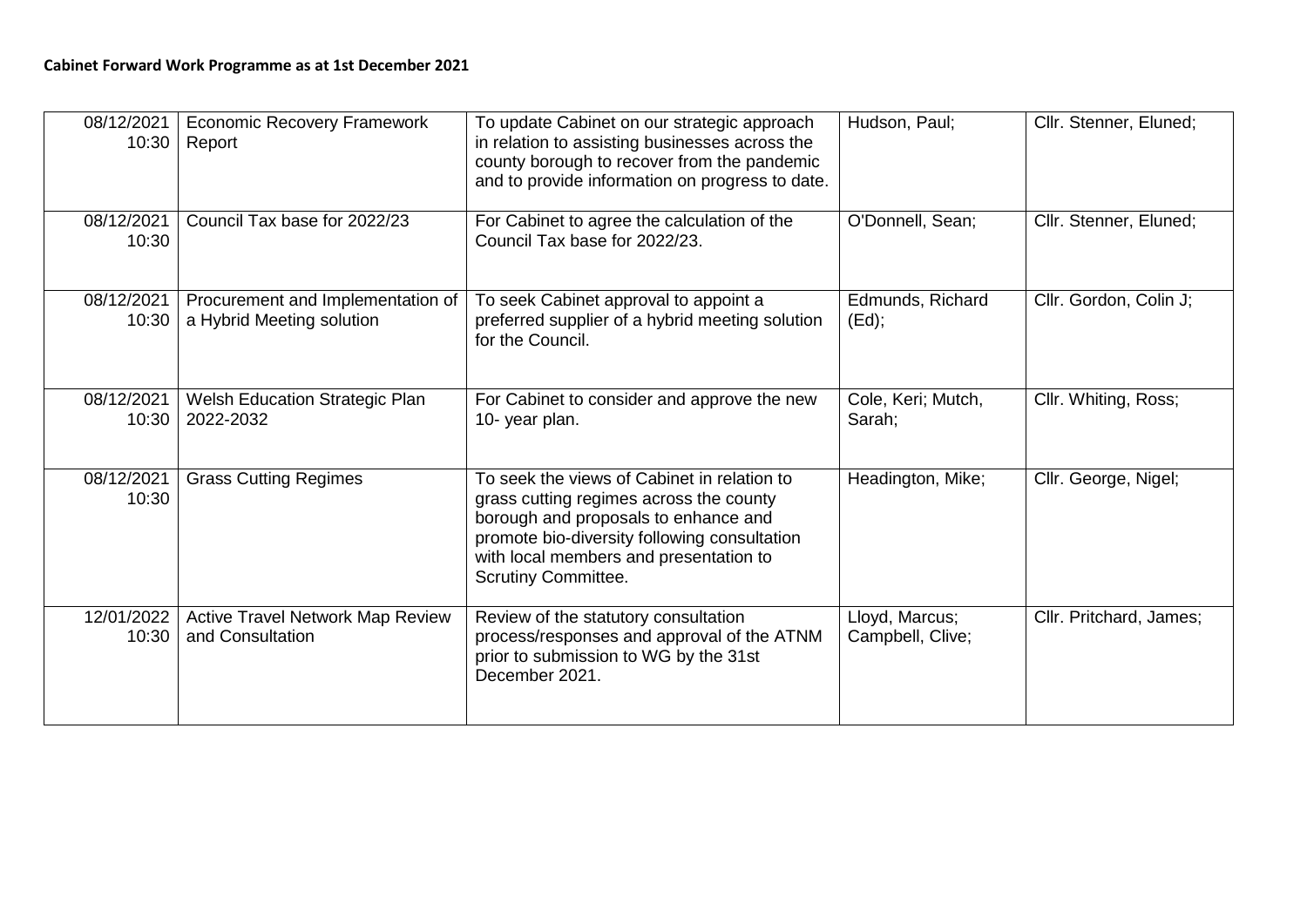**Cabinet Forward Work Programme as at 1st December 2021**

| | | | | |
|---|---|---|---|---|
| 08/12/2021 10:30 | Economic Recovery Framework Report | To update Cabinet on our strategic approach in relation to assisting businesses across the county borough to recover from the pandemic and to provide information on progress to date. | Hudson, Paul; | Cllr. Stenner, Eluned; |
| 08/12/2021 10:30 | Council Tax base for 2022/23 | For Cabinet to agree the calculation of the Council Tax base for 2022/23. | O'Donnell, Sean; | Cllr. Stenner, Eluned; |
| 08/12/2021 10:30 | Procurement and Implementation of a Hybrid Meeting solution | To seek Cabinet approval to appoint a preferred supplier of a hybrid meeting solution for the Council. | Edmunds, Richard (Ed); | Cllr. Gordon, Colin J; |
| 08/12/2021 10:30 | Welsh Education Strategic Plan 2022-2032 | For Cabinet to consider and approve the new 10- year plan. | Cole, Keri; Mutch, Sarah; | Cllr. Whiting, Ross; |
| 08/12/2021 10:30 | Grass Cutting Regimes | To seek the views of Cabinet in relation to grass cutting regimes across the county borough and proposals to enhance and promote bio-diversity following consultation with local members and presentation to Scrutiny Committee. | Headington, Mike; | Cllr. George, Nigel; |
| 12/01/2022 10:30 | Active Travel Network Map Review and Consultation | Review of the statutory consultation process/responses and approval of the ATNM prior to submission to WG by the 31st December 2021. | Lloyd, Marcus; Campbell, Clive; | Cllr. Pritchard, James; |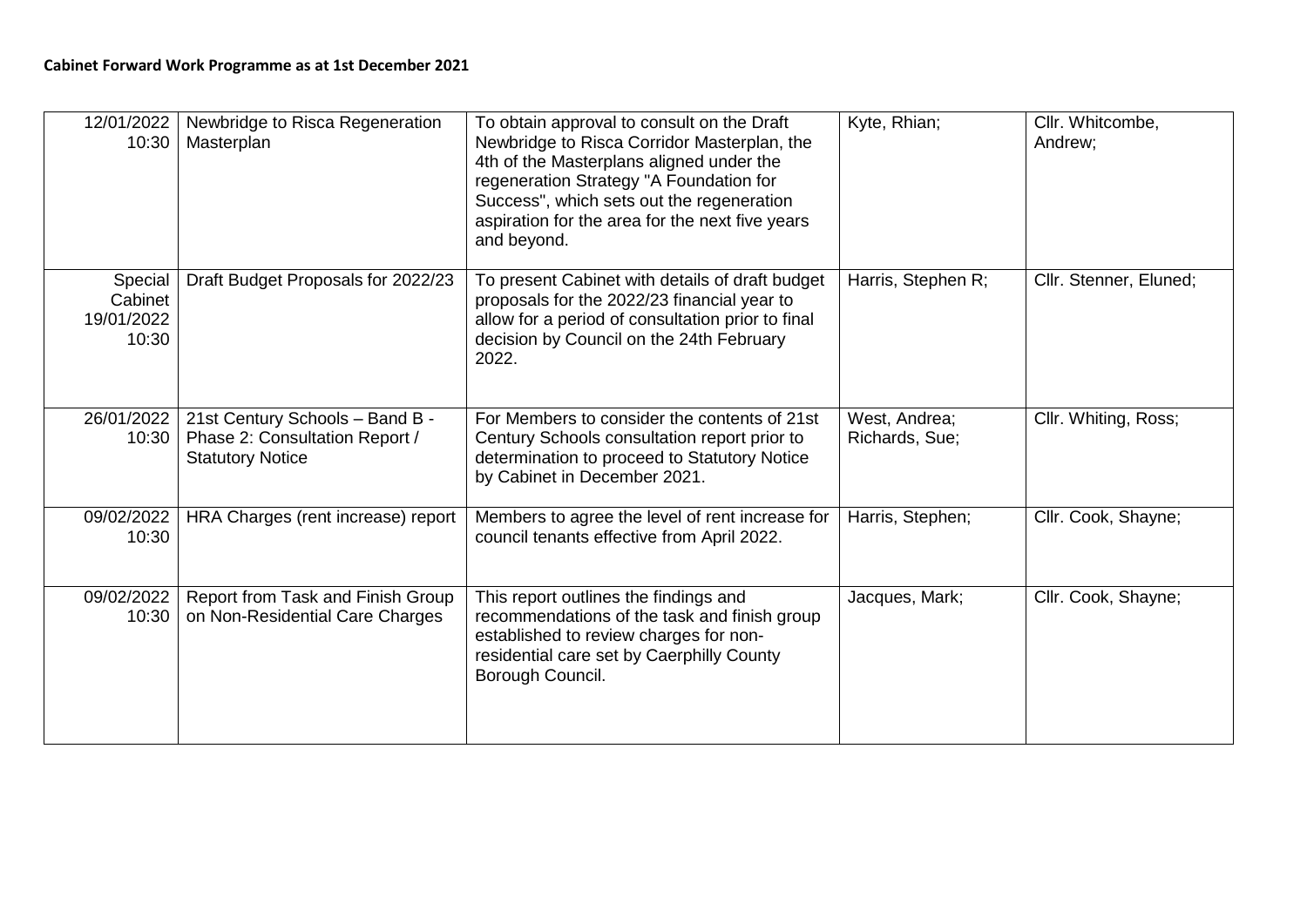**Cabinet Forward Work Programme as at 1st December 2021**

| | | | | |
|---|---|---|---|---|
| 12/01/2022 10:30 | Newbridge to Risca Regeneration Masterplan | To obtain approval to consult on the Draft Newbridge to Risca Corridor Masterplan, the 4th of the Masterplans aligned under the regeneration Strategy "A Foundation for Success", which sets out the regeneration aspiration for the area for the next five years and beyond. | Kyte, Rhian; | Cllr. Whitcombe, Andrew; |
| Special Cabinet 19/01/2022 10:30 | Draft Budget Proposals for 2022/23 | To present Cabinet with details of draft budget proposals for the 2022/23 financial year to allow for a period of consultation prior to final decision by Council on the 24th February 2022. | Harris, Stephen R; | Cllr. Stenner, Eluned; |
| 26/01/2022 10:30 | 21st Century Schools – Band B - Phase 2: Consultation Report / Statutory Notice | For Members to consider the contents of 21st Century Schools consultation report prior to determination to proceed to Statutory Notice by Cabinet in December 2021. | West, Andrea; Richards, Sue; | Cllr. Whiting, Ross; |
| 09/02/2022 10:30 | HRA Charges (rent increase) report | Members to agree the level of rent increase for council tenants effective from April 2022. | Harris, Stephen; | Cllr. Cook, Shayne; |
| 09/02/2022 10:30 | Report from Task and Finish Group on Non-Residential Care Charges | This report outlines the findings and recommendations of the task and finish group established to review charges for non-residential care set by Caerphilly County Borough Council. | Jacques, Mark; | Cllr. Cook, Shayne; |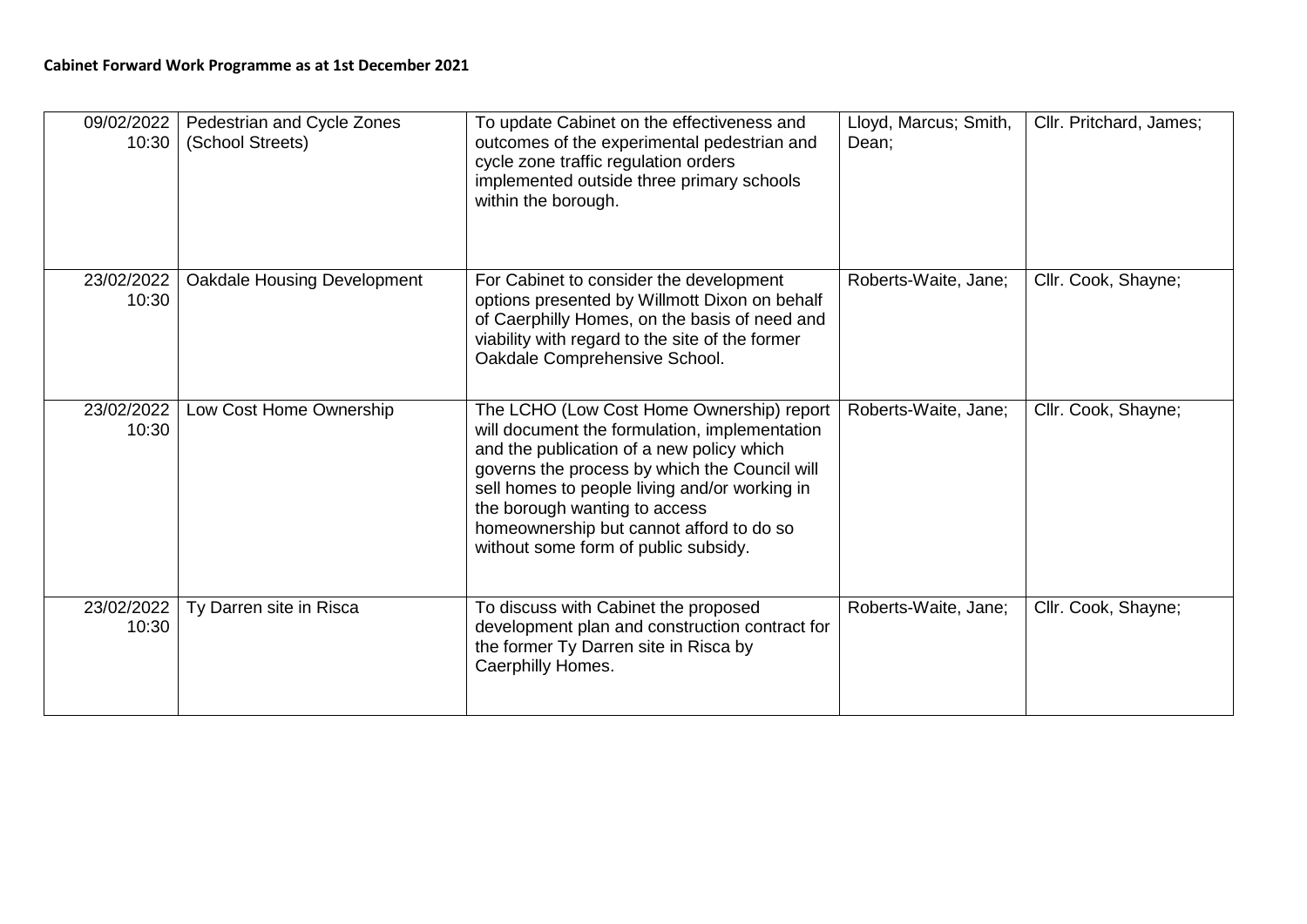**Cabinet Forward Work Programme as at 1st December 2021**

| | | | | |
|---|---|---|---|---|
| 09/02/2022 10:30 | Pedestrian and Cycle Zones (School Streets) | To update Cabinet on the effectiveness and outcomes of the experimental pedestrian and cycle zone traffic regulation orders implemented outside three primary schools within the borough. | Lloyd, Marcus; Smith, Dean; | Cllr. Pritchard, James; |
| 23/02/2022 10:30 | Oakdale Housing Development | For Cabinet to consider the development options presented by Willmott Dixon on behalf of Caerphilly Homes, on the basis of need and viability with regard to the site of the former Oakdale Comprehensive School. | Roberts-Waite, Jane; | Cllr. Cook, Shayne; |
| 23/02/2022 10:30 | Low Cost Home Ownership | The LCHO (Low Cost Home Ownership) report will document the formulation, implementation and the publication of a new policy which governs the process by which the Council will sell homes to people living and/or working in the borough wanting to access homeownership but cannot afford to do so without some form of public subsidy. | Roberts-Waite, Jane; | Cllr. Cook, Shayne; |
| 23/02/2022 10:30 | Ty Darren site in Risca | To discuss with Cabinet the proposed development plan and construction contract for the former Ty Darren site in Risca by Caerphilly Homes. | Roberts-Waite, Jane; | Cllr. Cook, Shayne; |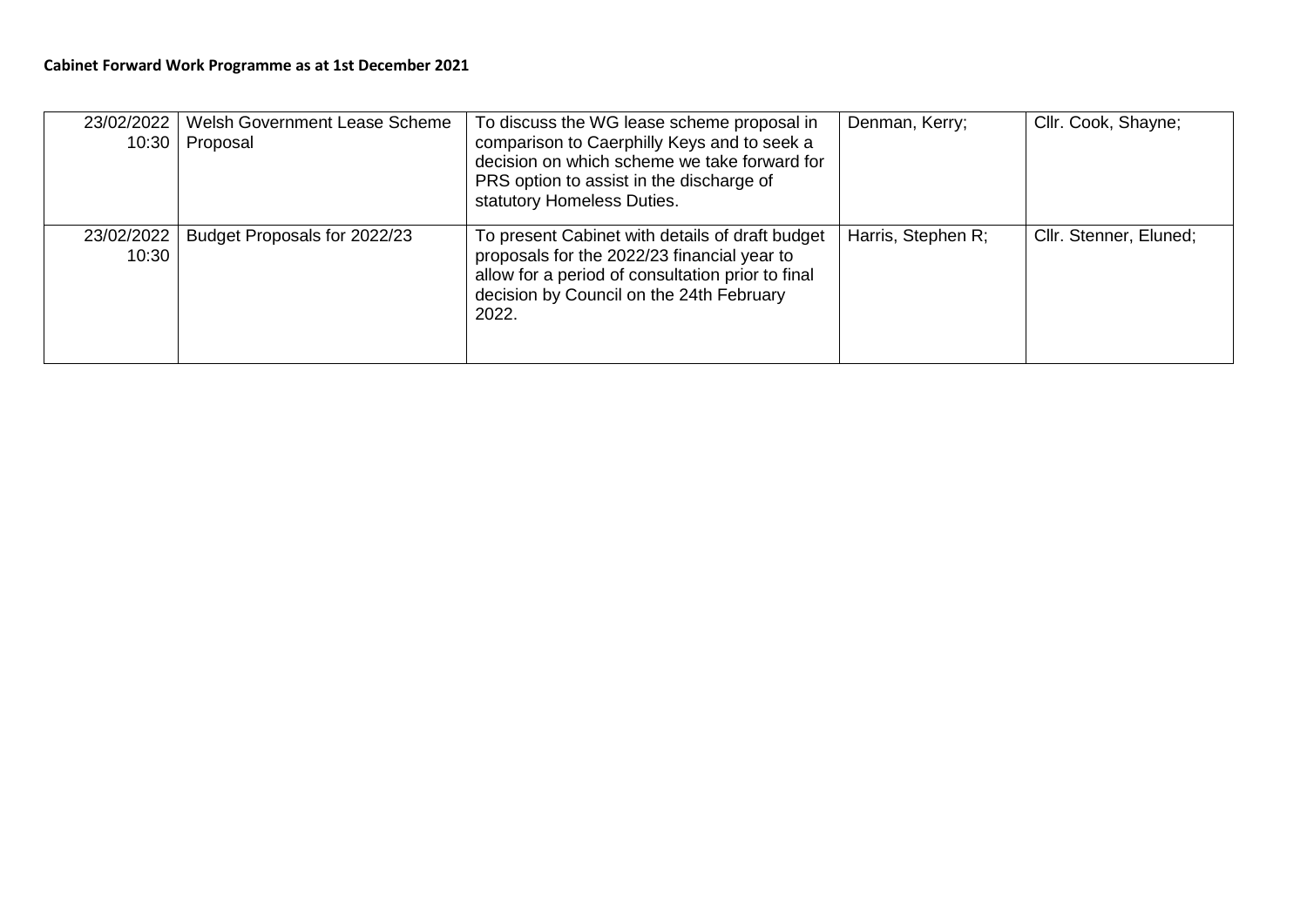**Cabinet Forward Work Programme as at 1st December 2021**

| | | | | |
|---|---|---|---|---|
| 23/02/2022 10:30 | Welsh Government Lease Scheme Proposal | To discuss the WG lease scheme proposal in comparison to Caerphilly Keys and to seek a decision on which scheme we take forward for PRS option to assist in the discharge of statutory Homeless Duties. | Denman, Kerry; | Cllr. Cook, Shayne; |
| 23/02/2022 10:30 | Budget Proposals for 2022/23 | To present Cabinet with details of draft budget proposals for the 2022/23 financial year to allow for a period of consultation prior to final decision by Council on the 24th February 2022. | Harris, Stephen R; | Cllr. Stenner, Eluned; |